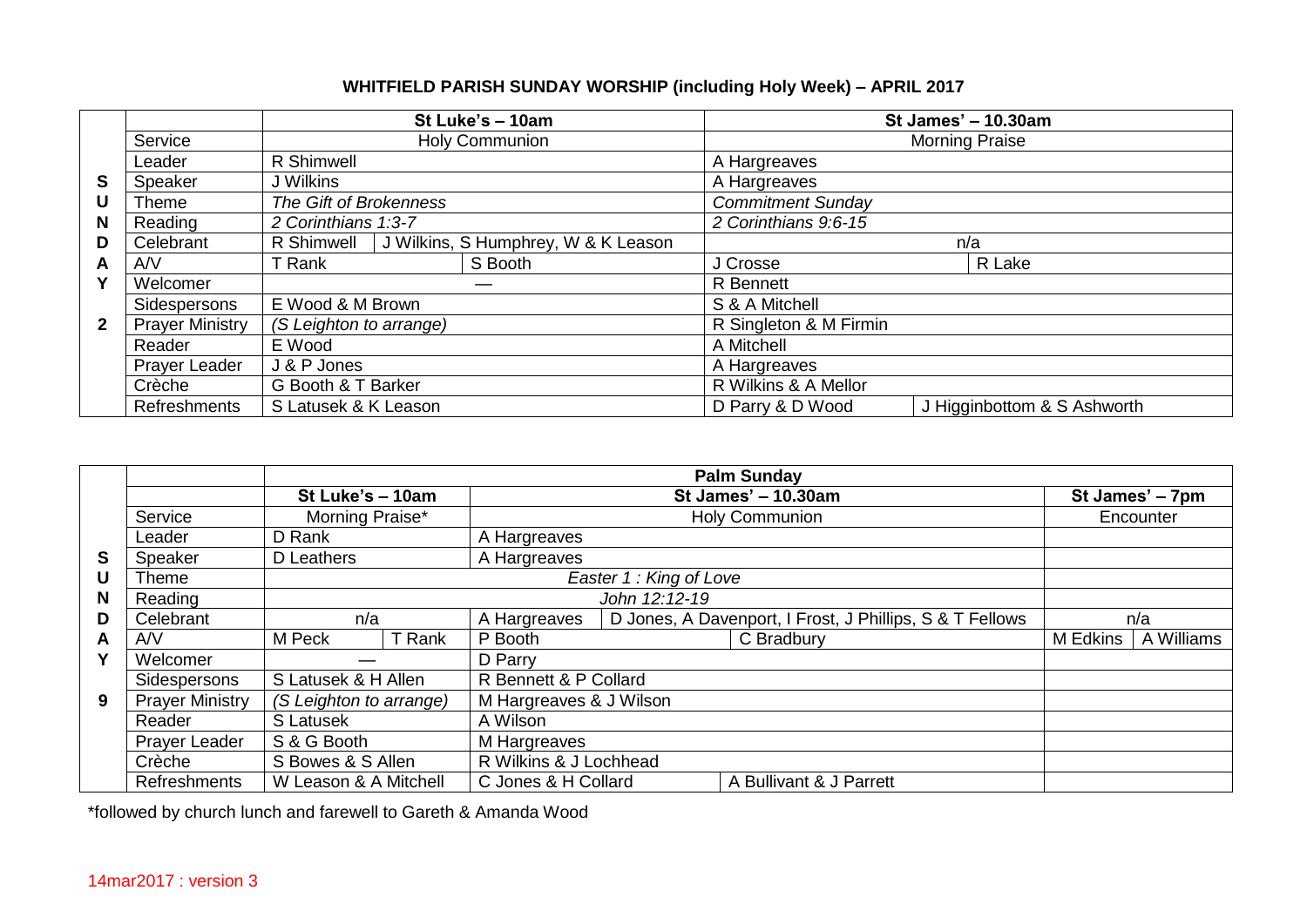## WHITFIELD PARISH SUNDAY WORSHIP (including Holy Week) – APRIL 2017

| SUNDAY 2 | | St Luke's – 10am | | St James' – 10.30am | |
|---|---|---|---|---|---|
| | Service | Holy Communion | | Morning Praise | |
| | Leader | R Shimwell | | A Hargreaves | |
| | Speaker | J Wilkins | | A Hargreaves | |
| | Theme | *The Gift of Brokenness* | | *Commitment Sunday* | |
| | Reading | *2 Corinthians 1:3-7* | | *2 Corinthians 9:6-15* | |
| | Celebrant | R Shimwell | J Wilkins, S Humphrey, W & K Leason | n/a | |
| | A/V | T Rank | S Booth | J Crosse | R Lake |
| | Welcomer | — | | R Bennett | |
| | Sidespersons | E Wood & M Brown | | S & A Mitchell | |
| | Prayer Ministry | (S Leighton to arrange) | | R Singleton & M Firmin | |
| | Reader | E Wood | | A Mitchell | |
| | Prayer Leader | J & P Jones | | A Hargreaves | |
| | Crèche | G Booth & T Barker | | R Wilkins & A Mellor | |
| | Refreshments | S Latusek & K Leason | | D Parry & D Wood | J Higginbottom & S Ashworth |

| SUNDAY 9 | | Palm Sunday | | | | | |
|---|---|---|---|---|---|---|---|
| | | St Luke's – 10am | | St James' – 10.30am | | St James' – 7pm | |
| | Service | Morning Praise* | | Holy Communion | | Encounter | |
| | Leader | D Rank | | A Hargreaves | | | |
| | Speaker | D Leathers | | A Hargreaves | | | |
| | Theme | *Easter 1 : King of Love* | | | | | |
| | Reading | *John 12:12-19* | | | | | |
| | Celebrant | n/a | | A Hargreaves | D Jones, A Davenport, I Frost, J Phillips, S & T Fellows | n/a | |
| | A/V | M Peck | T Rank | P Booth | C Bradbury | M Edkins | A Williams |
| | Welcomer | — | | D Parry | | | |
| | Sidespersons | S Latusek & H Allen | | R Bennett & P Collard | | | |
| | Prayer Ministry | (S Leighton to arrange) | | M Hargreaves & J Wilson | | | |
| | Reader | S Latusek | | A Wilson | | | |
| | Prayer Leader | S & G Booth | | M Hargreaves | | | |
| | Crèche | S Bowes & S Allen | | R Wilkins & J Lochhead | | | |
| | Refreshments | W Leason & A Mitchell | | C Jones & H Collard | A Bullivant & J Parrett | | |

*followed by church lunch and farewell to Gareth & Amanda Wood

14mar2017 : version 3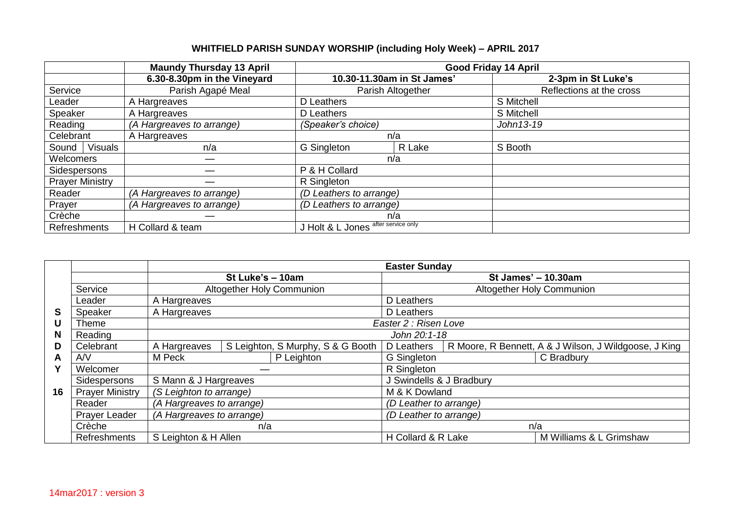# WHITFIELD PARISH SUNDAY WORSHIP (including Holy Week) – APRIL 2017

| | | Maundy Thursday 13 April | Good Friday 14 April | | |
|---|---|---|---|---|---|
| | | 6.30-8.30pm in the Vineyard | 10.30-11.30am in St James' | | 2-3pm in St Luke's |
| Service | | Parish Agapé Meal | Parish Altogether | | Reflections at the cross |
| Leader | | A Hargreaves | D Leathers | | S Mitchell |
| Speaker | | A Hargreaves | D Leathers | | S Mitchell |
| Reading | | *(A Hargreaves to arrange)* | *(Speaker's choice)* | | *John13-19* |
| Celebrant | | A Hargreaves | n/a | | |
| Sound | Visuals | n/a | G Singleton | R Lake | S Booth |
| Welcomers | | — | n/a | | |
| Sidespersons | | — | P & H Collard | | |
| Prayer Ministry | | — | R Singleton | | |
| Reader | | *(A Hargreaves to arrange)* | *(D Leathers to arrange)* | | |
| Prayer | | *(A Hargreaves to arrange)* | *(D Leathers to arrange)* | | |
| Crèche | | — | n/a | | |
| Refreshments | | H Collard & team | J Holt & L Jones after service only | | |

| | | Easter Sunday | | | | |
|---|---|---|---|---|---|---|
| | | St Luke's – 10am | | St James' – 10.30am | | |
| | Service | Altogether Holy Communion | | Altogether Holy Communion | | |
| | Leader | A Hargreaves | | D Leathers | | |
| S | Speaker | A Hargreaves | | D Leathers | | |
| U | Theme | *Easter 2 : Risen Love* | | | | |
| N | Reading | *John 20:1-18* | | | | |
| D | Celebrant | A Hargreaves | S Leighton, S Murphy, S & G Booth | D Leathers | R Moore, R Bennett, A & J Wilson, J Wildgoose, J King | |
| A | A/V | M Peck | P Leighton | G Singleton | | C Bradbury |
| Y | Welcomer | — | | R Singleton | | |
| | Sidespersons | S Mann & J Hargreaves | | J Swindells & J Bradbury | | |
| 16 | Prayer Ministry | *(S Leighton to arrange)* | | M & K Dowland | | |
| | Reader | *(A Hargreaves to arrange)* | | *(D Leather to arrange)* | | |
| | Prayer Leader | *(A Hargreaves to arrange)* | | *(D Leather to arrange)* | | |
| | Crèche | n/a | | n/a | | |
| | Refreshments | S Leighton & H Allen | | H Collard & R Lake | | M Williams & L Grimshaw |

14mar2017 : version 3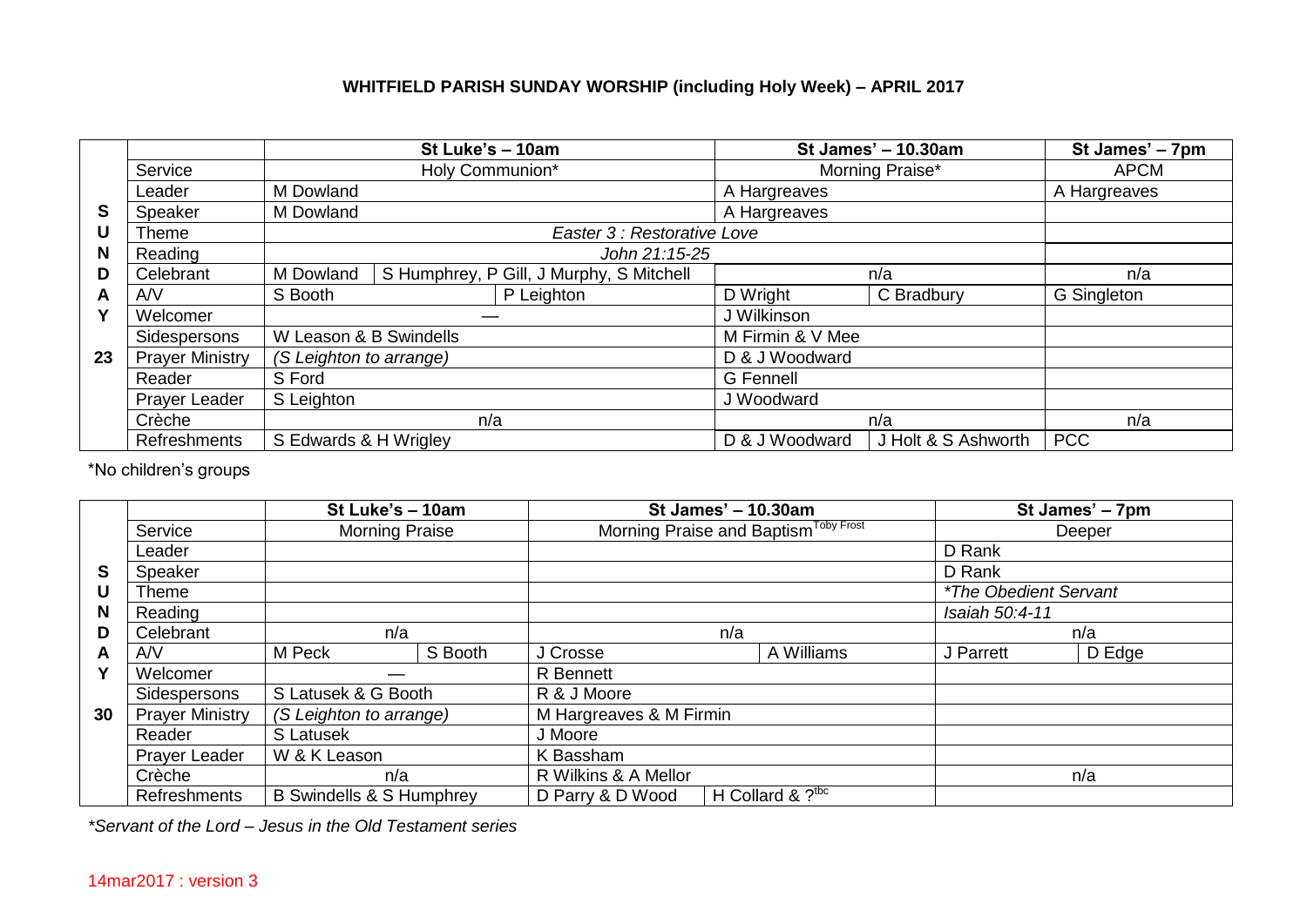**WHITFIELD PARISH SUNDAY WORSHIP (including Holy Week) – APRIL 2017**

| | | St Luke's – 10am | | | St James' – 10.30am | | St James' – 7pm |
|---|---|---|---|---|---|---|---|
| **SUNDAY 23** | Service | Holy Communion* | | | Morning Praise* | | APCM |
| | Leader | M Dowland | | | A Hargreaves | | A Hargreaves |
| | Speaker | M Dowland | | | A Hargreaves | | |
| | Theme | *Easter 3 : Restorative Love* | | | | | |
| | Reading | *John 21:15-25* | | | | | |
| | Celebrant | M Dowland | S Humphrey, P Gill, J Murphy, S Mitchell | | n/a | | n/a |
| | A/V | S Booth | | P Leighton | D Wright | C Bradbury | G Singleton |
| | Welcomer | — | | | J Wilkinson | | |
| | Sidespersons | W Leason & B Swindells | | | M Firmin & V Mee | | |
| | Prayer Ministry | *(S Leighton to arrange)* | | | D & J Woodward | | |
| | Reader | S Ford | | | G Fennell | | |
| | Prayer Leader | S Leighton | | | J Woodward | | |
| | Crèche | n/a | | | n/a | | n/a |
| | Refreshments | S Edwards & H Wrigley | | | D & J Woodward | J Holt & S Ashworth | PCC |

*No children's groups

| | | St Luke's – 10am | | St James' – 10.30am | | St James' – 7pm | |
|---|---|---|---|---|---|---|---|
| **SUNDAY 30** | Service | Morning Praise | | Morning Praise and Baptism[Toby Frost] | | Deeper | |
| | Leader | | | | | D Rank | |
| | Speaker | | | | | D Rank | |
| | Theme | | | | | *\*The Obedient Servant* | |
| | Reading | | | | | *Isaiah 50:4-11* | |
| | Celebrant | n/a | | n/a | | n/a | |
| | A/V | M Peck | S Booth | J Crosse | A Williams | J Parrett | D Edge |
| | Welcomer | — | | R Bennett | | | |
| | Sidespersons | S Latusek & G Booth | | R & J Moore | | | |
| | Prayer Ministry | *(S Leighton to arrange)* | | M Hargreaves & M Firmin | | | |
| | Reader | S Latusek | | J Moore | | | |
| | Prayer Leader | W & K Leason | | K Bassham | | | |
| | Crèche | n/a | | R Wilkins & A Mellor | | n/a | |
| | Refreshments | B Swindells & S Humphrey | | D Parry & D Wood | H Collard & ?[tbc] | | |

*\*Servant of the Lord – Jesus in the Old Testament series*

14mar2017 : version 3